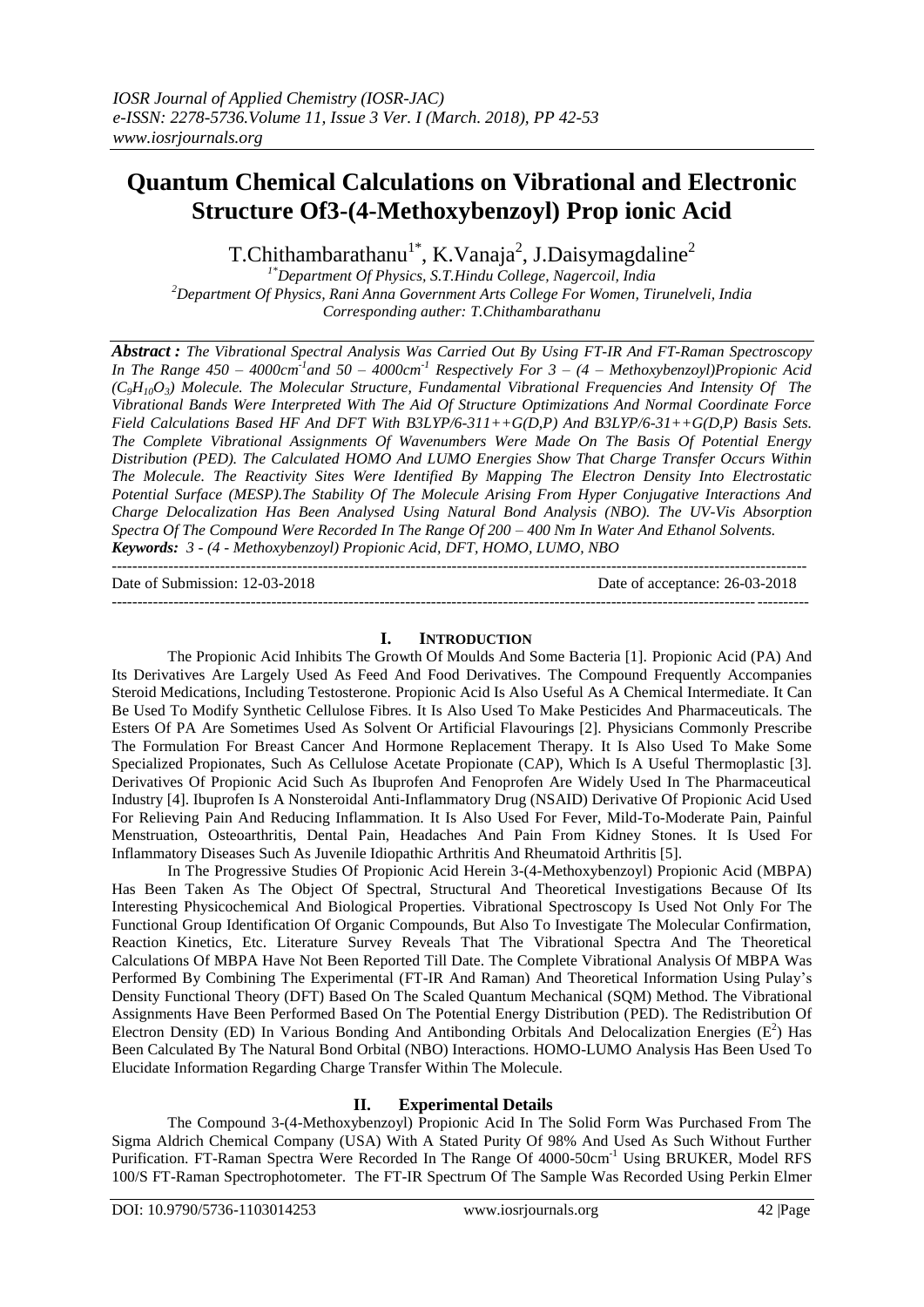# Quantum Chemical Calculations on Vibrational and Electronic Structure Of3-(4-Methoxybenzoyl) Prop ionic Acid

T.Chithambarathanu[1*], K.Vanaja[2], J.Daisymagdaline[2]

[1*]Department Of Physics, S.T.Hindu College, Nagercoil, India
[2]Department Of Physics, Rani Anna Government Arts College For Women, Tirunelveli, India
Corresponding auther: T.Chithambarathanu

***Abstract :*** *The Vibrational Spectral Analysis Was Carried Out By Using FT-IR And FT-Raman Spectroscopy In The Range 450 – 4000cm$^{-1}$and 50 – 4000cm$^{-1}$ Respectively For 3 – (4 – Methoxybenzoyl)Propionic Acid ($C_9H_{10}O_3$) Molecule. The Molecular Structure, Fundamental Vibrational Frequencies And Intensity Of The Vibrational Bands Were Interpreted With The Aid Of Structure Optimizations And Normal Coordinate Force Field Calculations Based HF And DFT With B3LYP/6-311++G(D,P) And B3LYP/6-31++G(D,P) Basis Sets. The Complete Vibrational Assignments Of Wavenumbers Were Made On The Basis Of Potential Energy Distribution (PED). The Calculated HOMO And LUMO Energies Show That Charge Transfer Occurs Within The Molecule. The Reactivity Sites Were Identified By Mapping The Electron Density Into Electrostatic Potential Surface (MESP).The Stability Of The Molecule Arising From Hyper Conjugative Interactions And Charge Delocalization Has Been Analysed Using Natural Bond Analysis (NBO). The UV-Vis Absorption Spectra Of The Compound Were Recorded In The Range Of 200 – 400 Nm In Water And Ethanol Solvents.*

***Keywords:*** *3 - (4 - Methoxybenzoyl) Propionic Acid, DFT, HOMO, LUMO, NBO*

---

Date of Submission: 12-03-2018 Date of acceptance: 26-03-2018

---

## I. INTRODUCTION

The Propionic Acid Inhibits The Growth Of Moulds And Some Bacteria [1]. Propionic Acid (PA) And Its Derivatives Are Largely Used As Feed And Food Derivatives. The Compound Frequently Accompanies Steroid Medications, Including Testosterone. Propionic Acid Is Also Useful As A Chemical Intermediate. It Can Be Used To Modify Synthetic Cellulose Fibres. It Is Also Used To Make Pesticides And Pharmaceuticals. The Esters Of PA Are Sometimes Used As Solvent Or Artificial Flavourings [2]. Physicians Commonly Prescribe The Formulation For Breast Cancer And Hormone Replacement Therapy. It Is Also Used To Make Some Specialized Propionates, Such As Cellulose Acetate Propionate (CAP), Which Is A Useful Thermoplastic [3]. Derivatives Of Propionic Acid Such As Ibuprofen And Fenoprofen Are Widely Used In The Pharmaceutical Industry [4]. Ibuprofen Is A Nonsteroidal Anti-Inflammatory Drug (NSAID) Derivative Of Propionic Acid Used For Relieving Pain And Reducing Inflammation. It Is Also Used For Fever, Mild-To-Moderate Pain, Painful Menstruation, Osteoarthritis, Dental Pain, Headaches And Pain From Kidney Stones. It Is Used For Inflammatory Diseases Such As Juvenile Idiopathic Arthritis And Rheumatoid Arthritis [5].

In The Progressive Studies Of Propionic Acid Herein 3-(4-Methoxybenzoyl) Propionic Acid (MBPA) Has Been Taken As The Object Of Spectral, Structural And Theoretical Investigations Because Of Its Interesting Physicochemical And Biological Properties. Vibrational Spectroscopy Is Used Not Only For The Functional Group Identification Of Organic Compounds, But Also To Investigate The Molecular Confirmation, Reaction Kinetics, Etc. Literature Survey Reveals That The Vibrational Spectra And The Theoretical Calculations Of MBPA Have Not Been Reported Till Date. The Complete Vibrational Analysis Of MBPA Was Performed By Combining The Experimental (FT-IR And Raman) And Theoretical Information Using Pulay's Density Functional Theory (DFT) Based On The Scaled Quantum Mechanical (SQM) Method. The Vibrational Assignments Have Been Performed Based On The Potential Energy Distribution (PED). The Redistribution Of Electron Density (ED) In Various Bonding And Antibonding Orbitals And Delocalization Energies ($E^2$) Has Been Calculated By The Natural Bond Orbital (NBO) Interactions. HOMO-LUMO Analysis Has Been Used To Elucidate Information Regarding Charge Transfer Within The Molecule.

## II. Experimental Details

The Compound 3-(4-Methoxybenzoyl) Propionic Acid In The Solid Form Was Purchased From The Sigma Aldrich Chemical Company (USA) With A Stated Purity Of 98% And Used As Such Without Further Purification. FT-Raman Spectra Were Recorded In The Range Of 4000-50cm$^{-1}$ Using BRUKER, Model RFS 100/S FT-Raman Spectrophotometer. The FT-IR Spectrum Of The Sample Was Recorded Using Perkin Elmer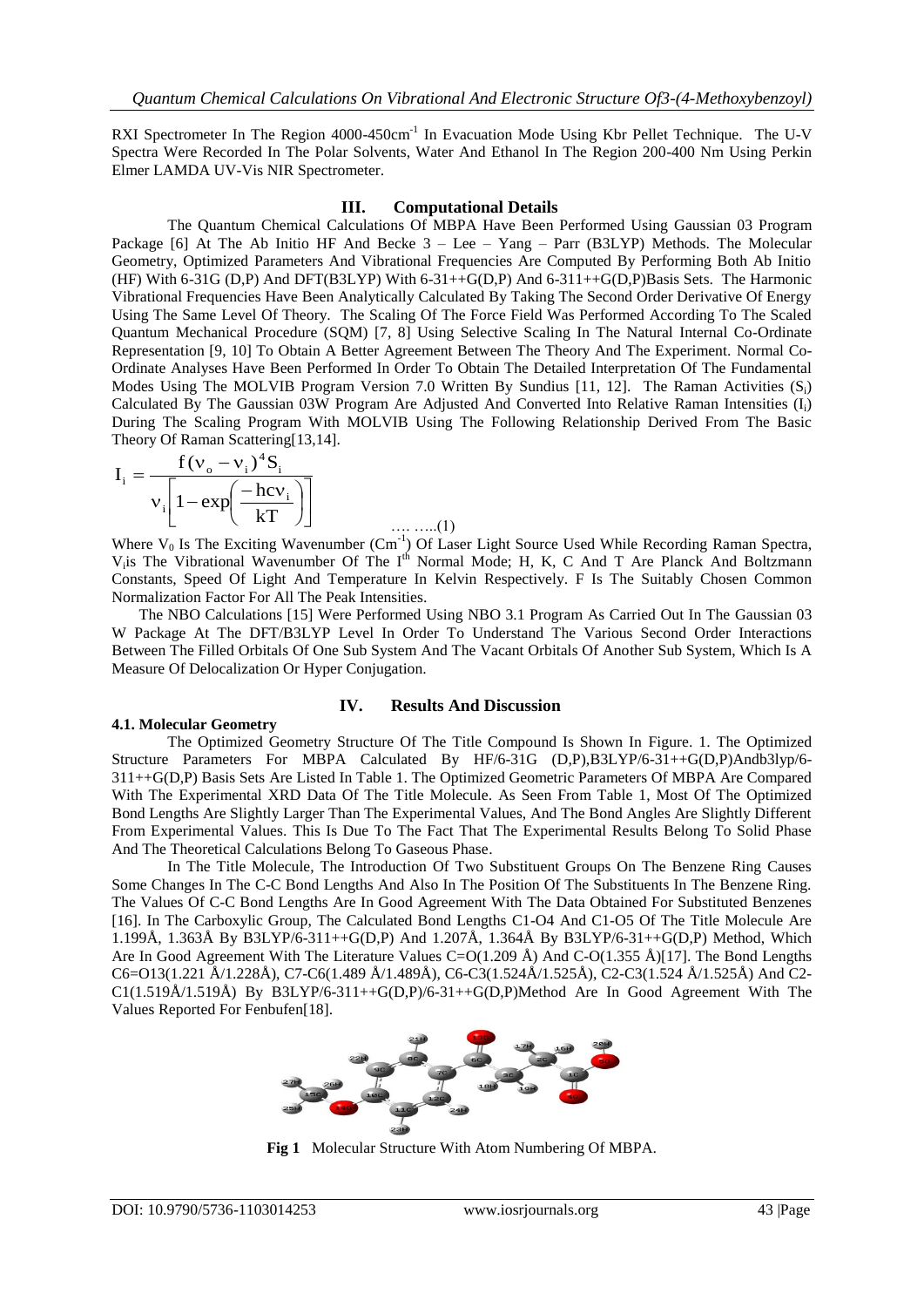RXI Spectrometer In The Region 4000-450cm$^{-1}$ In Evacuation Mode Using Kbr Pellet Technique. The U-V Spectra Were Recorded In The Polar Solvents, Water And Ethanol In The Region 200-400 Nm Using Perkin Elmer LAMDA UV-Vis NIR Spectrometer.

## III. Computational Details

The Quantum Chemical Calculations Of MBPA Have Been Performed Using Gaussian 03 Program Package [6] At The Ab Initio HF And Becke 3 – Lee – Yang – Parr (B3LYP) Methods. The Molecular Geometry, Optimized Parameters And Vibrational Frequencies Are Computed By Performing Both Ab Initio (HF) With 6-31G (D,P) And DFT(B3LYP) With 6-31++G(D,P) And 6-311++G(D,P)Basis Sets. The Harmonic Vibrational Frequencies Have Been Analytically Calculated By Taking The Second Order Derivative Of Energy Using The Same Level Of Theory. The Scaling Of The Force Field Was Performed According To The Scaled Quantum Mechanical Procedure (SQM) [7, 8] Using Selective Scaling In The Natural Internal Co-Ordinate Representation [9, 10] To Obtain A Better Agreement Between The Theory And The Experiment. Normal Co-Ordinate Analyses Have Been Performed In Order To Obtain The Detailed Interpretation Of The Fundamental Modes Using The MOLVIB Program Version 7.0 Written By Sundius [11, 12]. The Raman Activities ($S_i$) Calculated By The Gaussian 03W Program Are Adjusted And Converted Into Relative Raman Intensities ($I_i$) During The Scaling Program With MOLVIB Using The Following Relationship Derived From The Basic Theory Of Raman Scattering[13,14].

$$I_i = \frac{f(\nu_o - \nu_i)^4 S_i}{\nu_i\left[1 - \exp\left(\frac{-hc\nu_i}{kT}\right)\right]} \quad \text{…. …..(1)}$$

Where $V_0$ Is The Exciting Wavenumber (Cm$^{-1}$) Of Laser Light Source Used While Recording Raman Spectra, $V_i$is The Vibrational Wavenumber Of The I$^{th}$ Normal Mode; H, K, C And T Are Planck And Boltzmann Constants, Speed Of Light And Temperature In Kelvin Respectively. F Is The Suitably Chosen Common Normalization Factor For All The Peak Intensities.

The NBO Calculations [15] Were Performed Using NBO 3.1 Program As Carried Out In The Gaussian 03 W Package At The DFT/B3LYP Level In Order To Understand The Various Second Order Interactions Between The Filled Orbitals Of One Sub System And The Vacant Orbitals Of Another Sub System, Which Is A Measure Of Delocalization Or Hyper Conjugation.

## IV. Results And Discussion

### 4.1. Molecular Geometry

The Optimized Geometry Structure Of The Title Compound Is Shown In Figure. 1. The Optimized Structure Parameters For MBPA Calculated By HF/6-31G (D,P),B3LYP/6-31++G(D,P)Andb3lyp/6-311++G(D,P) Basis Sets Are Listed In Table 1. The Optimized Geometric Parameters Of MBPA Are Compared With The Experimental XRD Data Of The Title Molecule. As Seen From Table 1, Most Of The Optimized Bond Lengths Are Slightly Larger Than The Experimental Values, And The Bond Angles Are Slightly Different From Experimental Values. This Is Due To The Fact That The Experimental Results Belong To Solid Phase And The Theoretical Calculations Belong To Gaseous Phase.

In The Title Molecule, The Introduction Of Two Substituent Groups On The Benzene Ring Causes Some Changes In The C-C Bond Lengths And Also In The Position Of The Substituents In The Benzene Ring. The Values Of C-C Bond Lengths Are In Good Agreement With The Data Obtained For Substituted Benzenes [16]. In The Carboxylic Group, The Calculated Bond Lengths C1-O4 And C1-O5 Of The Title Molecule Are 1.199Å, 1.363Å By B3LYP/6-311++G(D,P) And 1.207Å, 1.364Å By B3LYP/6-31++G(D,P) Method, Which Are In Good Agreement With The Literature Values C=O(1.209 Å) And C-O(1.355 Å)[17]. The Bond Lengths C6=O13(1.221 Å/1.228Å), C7-C6(1.489 Å/1.489Å), C6-C3(1.524Å/1.525Å), C2-C3(1.524 Å/1.525Å) And C2-C1(1.519Å/1.519Å) By B3LYP/6-311++G(D,P)/6-31++G(D,P)Method Are In Good Agreement With The Values Reported For Fenbufen[18].

**Fig 1** Molecular Structure With Atom Numbering Of MBPA.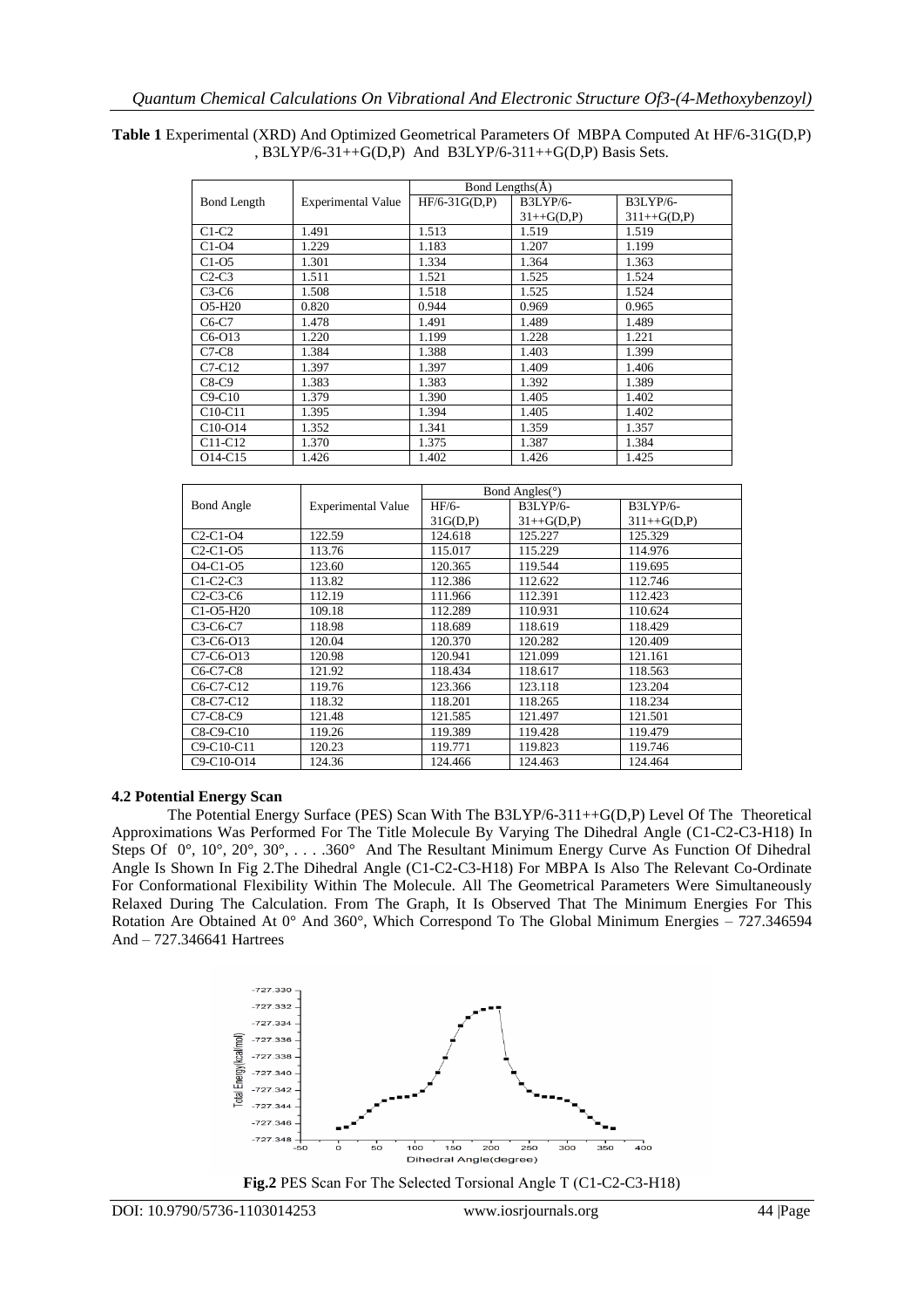**Table 1** Experimental (XRD) And Optimized Geometrical Parameters Of MBPA Computed At HF/6-31G(D,P), B3LYP/6-31++G(D,P) And B3LYP/6-311++G(D,P) Basis Sets.

| Bond Length | Experimental Value | Bond Lengths(Å) | | |
|---|---|---|---|---|
| | | HF/6-31G(D,P) | B3LYP/6-31++G(D,P) | B3LYP/6-311++G(D,P) |
| C1-C2 | 1.491 | 1.513 | 1.519 | 1.519 |
| C1-O4 | 1.229 | 1.183 | 1.207 | 1.199 |
| C1-O5 | 1.301 | 1.334 | 1.364 | 1.363 |
| C2-C3 | 1.511 | 1.521 | 1.525 | 1.524 |
| C3-C6 | 1.508 | 1.518 | 1.525 | 1.524 |
| O5-H20 | 0.820 | 0.944 | 0.969 | 0.965 |
| C6-C7 | 1.478 | 1.491 | 1.489 | 1.489 |
| C6-O13 | 1.220 | 1.199 | 1.228 | 1.221 |
| C7-C8 | 1.384 | 1.388 | 1.403 | 1.399 |
| C7-C12 | 1.397 | 1.397 | 1.409 | 1.406 |
| C8-C9 | 1.383 | 1.383 | 1.392 | 1.389 |
| C9-C10 | 1.379 | 1.390 | 1.405 | 1.402 |
| C10-C11 | 1.395 | 1.394 | 1.405 | 1.402 |
| C10-O14 | 1.352 | 1.341 | 1.359 | 1.357 |
| C11-C12 | 1.370 | 1.375 | 1.387 | 1.384 |
| O14-C15 | 1.426 | 1.402 | 1.426 | 1.425 |

| Bond Angle | Experimental Value | Bond Angles(°) | | |
|---|---|---|---|---|
| | | HF/6-31G(D,P) | B3LYP/6-31++G(D,P) | B3LYP/6-311++G(D,P) |
| C2-C1-O4 | 122.59 | 124.618 | 125.227 | 125.329 |
| C2-C1-O5 | 113.76 | 115.017 | 115.229 | 114.976 |
| O4-C1-O5 | 123.60 | 120.365 | 119.544 | 119.695 |
| C1-C2-C3 | 113.82 | 112.386 | 112.622 | 112.746 |
| C2-C3-C6 | 112.19 | 111.966 | 112.391 | 112.423 |
| C1-O5-H20 | 109.18 | 112.289 | 110.931 | 110.624 |
| C3-C6-C7 | 118.98 | 118.689 | 118.619 | 118.429 |
| C3-C6-O13 | 120.04 | 120.370 | 120.282 | 120.409 |
| C7-C6-O13 | 120.98 | 120.941 | 121.099 | 121.161 |
| C6-C7-C8 | 121.92 | 118.434 | 118.617 | 118.563 |
| C6-C7-C12 | 119.76 | 123.366 | 123.118 | 123.204 |
| C8-C7-C12 | 118.32 | 118.201 | 118.265 | 118.234 |
| C7-C8-C9 | 121.48 | 121.585 | 121.497 | 121.501 |
| C8-C9-C10 | 119.26 | 119.389 | 119.428 | 119.479 |
| C9-C10-C11 | 120.23 | 119.771 | 119.823 | 119.746 |
| C9-C10-O14 | 124.36 | 124.466 | 124.463 | 124.464 |

### 4.2 Potential Energy Scan

The Potential Energy Surface (PES) Scan With The B3LYP/6-311++G(D,P) Level Of The Theoretical Approximations Was Performed For The Title Molecule By Varying The Dihedral Angle (C1-C2-C3-H18) In Steps Of 0°, 10°, 20°, 30°, . . . .360° And The Resultant Minimum Energy Curve As Function Of Dihedral Angle Is Shown In Fig 2.The Dihedral Angle (C1-C2-C3-H18) For MBPA Is Also The Relevant Co-Ordinate For Conformational Flexibility Within The Molecule. All The Geometrical Parameters Were Simultaneously Relaxed During The Calculation. From The Graph, It Is Observed That The Minimum Energies For This Rotation Are Obtained At 0° And 360°, Which Correspond To The Global Minimum Energies – 727.346594 And – 727.346641 Hartrees

**Fig.2** PES Scan For The Selected Torsional Angle T (C1-C2-C3-H18)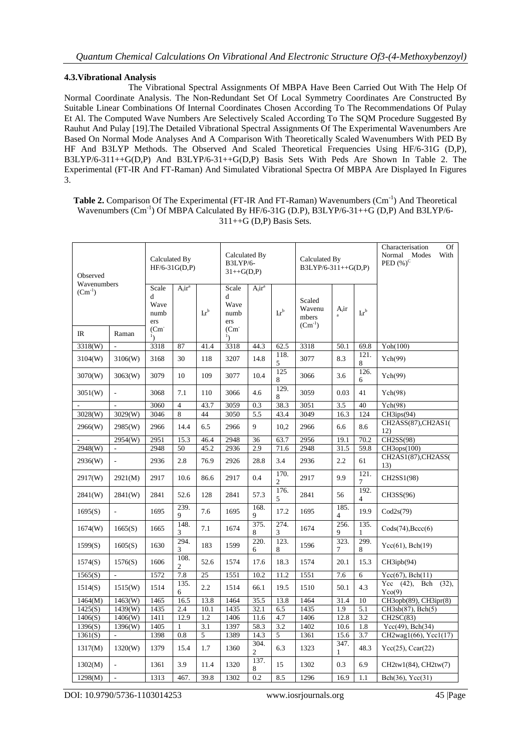### 4.3.Vibrational Analysis

The Vibrational Spectral Assignments Of MBPA Have Been Carried Out With The Help Of Normal Coordinate Analysis. The Non-Redundant Set Of Local Symmetry Coordinates Are Constructed By Suitable Linear Combinations Of Internal Coordinates Chosen According To The Recommendations Of Pulay Et Al. The Computed Wave Numbers Are Selectively Scaled According To The SQM Procedure Suggested By Rauhut And Pulay [19].The Detailed Vibrational Spectral Assignments Of The Experimental Wavenumbers Are Based On Normal Mode Analyses And A Comparison With Theoretically Scaled Wavenumbers With PED By HF And B3LYP Methods. The Observed And Scaled Theoretical Frequencies Using HF/6-31G (D,P), B3LYP/6-311++G(D,P) And B3LYP/6-31++G(D,P) Basis Sets With Peds Are Shown In Table 2. The Experimental (FT-IR And FT-Raman) And Simulated Vibrational Spectra Of MBPA Are Displayed In Figures 3.

**Table 2.** Comparison Of The Experimental (FT-IR And FT-Raman) Wavenumbers ($Cm^{-1}$) And Theoretical Wavenumbers ($Cm^{-1}$) Of MBPA Calculated By HF/6-31G (D.P), B3LYP/6-31++G (D,P) And B3LYP/6-311++G (D,P) Basis Sets.

| Observed Wavenumbers ($Cm^{-1}$) | | Calculated By HF/6-31G(D,P) | | | Calculated By B3LYP/6-31++G(D,P) | | | Calculated By B3LYP/6-311++G(D,P) | | | Characterisation Of Normal Modes With PED (%)[C] |
|---|---|---|---|---|---|---|---|---|---|---|---|
| IR | Raman | Scaled Wave numbers ($Cm^{-1}$) | $A_i ir^a$ | $I_i r^b$ | Scaled Wave numbers ($Cm^{-1}$) | $A_i ir^a$ | $I_i r^b$ | Scaled Wavenumbers ($Cm^{-1}$) | $A_i ir^a$ | $I_i r^b$ | |
| 3318(W) | - | 3318 | 87 | 41.4 | 3318 | 44.3 | 62.5 | 3318 | 50.1 | 69.8 | Yoh(100) |
| 3104(W) | 3106(W) | 3168 | 30 | 118 | 3207 | 14.8 | 118.5 | 3077 | 8.3 | 121.8 | Ych(99) |
| 3070(W) | 3063(W) | 3079 | 10 | 109 | 3077 | 10.4 | 1258 | 3066 | 3.6 | 126.6 | Ych(99) |
| 3051(W) | - | 3068 | 7.1 | 110 | 3066 | 4.6 | 129.8 | 3059 | 0.03 | 41 | Ych(98) |
| - | - | 3060 | 4 | 43.7 | 3059 | 0.3 | 38.3 | 3051 | 3.5 | 40 | Ych(98) |
| 3028(W) | 3029(W) | 3046 | 8 | 44 | 3050 | 5.5 | 43.4 | 3049 | 16.3 | 124 | CH3ips(94) |
| 2966(W) | 2985(W) | 2966 | 14.4 | 6.5 | 2966 | 9 | 10,2 | 2966 | 6.6 | 8.6 | CH2ASS(87),CH2AS1(12) |
| - | 2954(W) | 2951 | 15.3 | 46.4 | 2948 | 36 | 63.7 | 2956 | 19.1 | 70.2 | CH2SS(98) |
| 2948(W) | - | 2948 | 50 | 45.2 | 2936 | 2.9 | 71.6 | 2948 | 31.5 | 59.8 | CH3ops(100) |
| 2936(W) | - | 2936 | 2.8 | 76.9 | 2926 | 28.8 | 3.4 | 2936 | 2.2 | 61 | CH2AS1(87),CH2ASS(13) |
| 2917(W) | 2921(M) | 2917 | 10.6 | 86.6 | 2917 | 0.4 | 170.2 | 2917 | 9.9 | 121.7 | CH2SS1(98) |
| 2841(W) | 2841(W) | 2841 | 52.6 | 128 | 2841 | 57.3 | 176.5 | 2841 | 56 | 192.4 | CH3SS(96) |
| 1695(S) | - | 1695 | 239.9 | 7.6 | 1695 | 168.9 | 17.2 | 1695 | 185.4 | 19.9 | Cod2s(79) |
| 1674(W) | 1665(S) | 1665 | 148.3 | 7.1 | 1674 | 375.8 | 274.3 | 1674 | 256.9 | 135.1 | Cods(74),Bccc(6) |
| 1599(S) | 1605(S) | 1630 | 294.3 | 183 | 1599 | 220.6 | 123.8 | 1596 | 323.7 | 299.8 | Ycc(61), Bch(19) |
| 1574(S) | 1576(S) | 1606 | 108.2 | 52.6 | 1574 | 17.6 | 18.3 | 1574 | 20.1 | 15.3 | CH3ipb(94) |
| 1565(S) | - | 1572 | 7.8 | 25 | 1551 | 10.2 | 11.2 | 1551 | 7.6 | 6 | Ycc(67), Bch(11) |
| 1514(S) | 1515(W) | 1514 | 135.6 | 2.2 | 1514 | 66.1 | 19.5 | 1510 | 50.1 | 4.3 | Ycc (42), Bch (32), Yco(9) |
| 1464(M) | 1463(W) | 1465 | 16.5 | 13.8 | 1464 | 35.5 | 13.8 | 1464 | 31.4 | 10 | CH3opb(89), CH3ipr(8) |
| 1425(S) | 1439(W) | 1435 | 2.4 | 10.1 | 1435 | 32.1 | 6.5 | 1435 | 1.9 | 5.1 | CH3sb(87), Bch(5) |
| 1406(S) | 1406(W) | 1411 | 12.9 | 1.2 | 1406 | 11.6 | 4.7 | 1406 | 12.8 | 3.2 | CH2SC(83) |
| 1396(S) | 1396(W) | 1405 | 1 | 3.1 | 1397 | 58.3 | 3.2 | 1402 | 10.6 | 1.8 | Ycc(49), Bch(34) |
| 1361(S) | - | 1398 | 0.8 | 5 | 1389 | 14.3 | 5 | 1361 | 15.6 | 3.7 | CH2wag1(66), Ycc1(17) |
| 1317(M) | 1320(W) | 1379 | 15.4 | 1.7 | 1360 | 304.2 | 6.3 | 1323 | 347.1 | 48.3 | Ycc(25), Ccar(22) |
| 1302(M) | - | 1361 | 3.9 | 11.4 | 1320 | 137.8 | 15 | 1302 | 0.3 | 6.9 | CH2tw1(84), CH2tw(7) |
| 1298(M) | - | 1313 | 467. | 39.8 | 1302 | 0.2 | 8.5 | 1296 | 16.9 | 1.1 | Bch(36), Ycc(31) |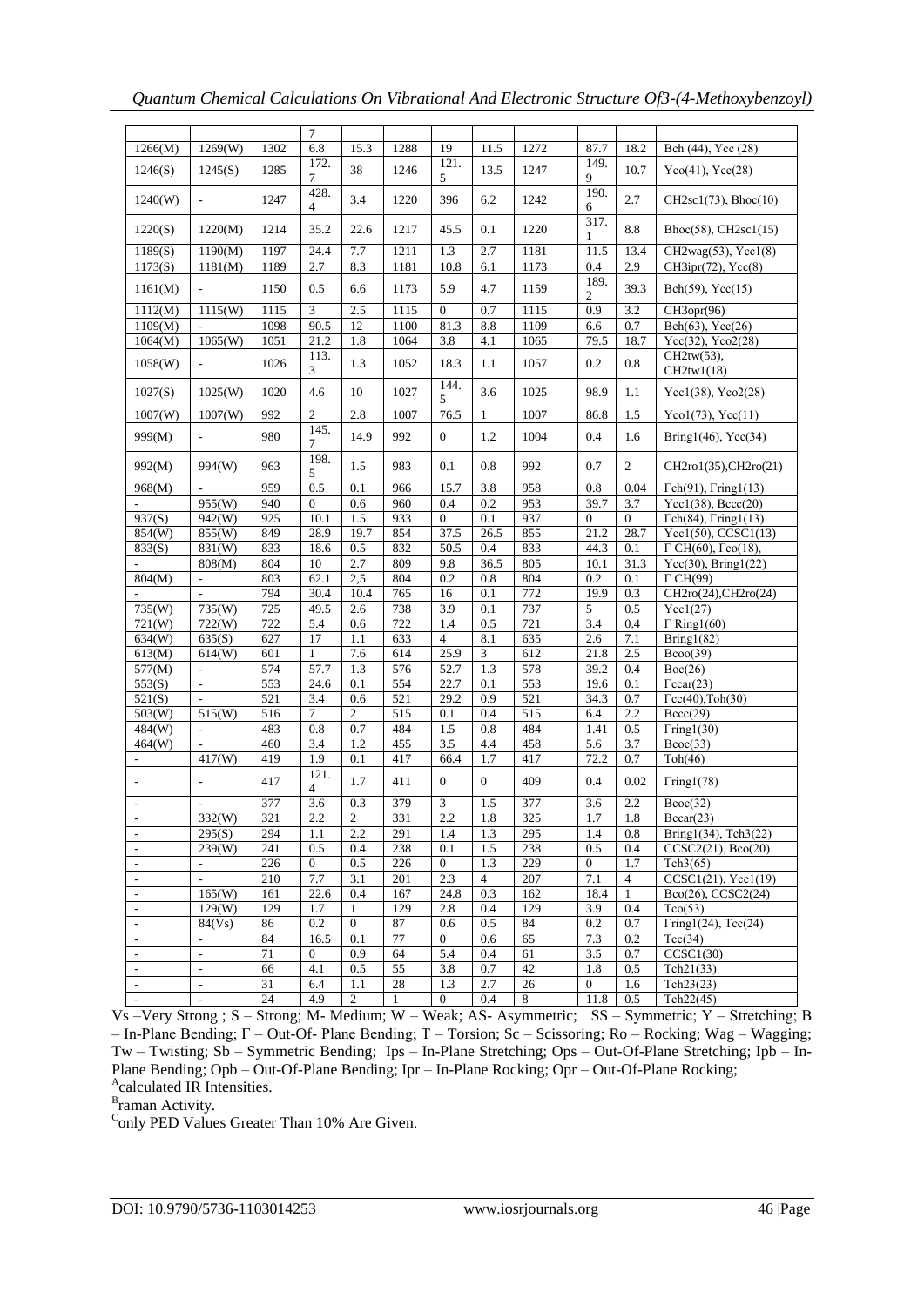| | | | 7 | | | | | | | | |
|---|---|---|---|---|---|---|---|---|---|---|---|
| 1266(M) | 1269(W) | 1302 | 6.8 | 15.3 | 1288 | 19 | 11.5 | 1272 | 87.7 | 18.2 | Bch (44), Ycc (28) |
| 1246(S) | 1245(S) | 1285 | 172.7 | 38 | 1246 | 121.5 | 13.5 | 1247 | 149.9 | 10.7 | Yco(41), Ycc(28) |
| 1240(W) | - | 1247 | 428.4 | 3.4 | 1220 | 396 | 6.2 | 1242 | 190.6 | 2.7 | CH2sc1(73), Bhoc(10) |
| 1220(S) | 1220(M) | 1214 | 35.2 | 22.6 | 1217 | 45.5 | 0.1 | 1220 | 317.1 | 8.8 | Bhoc(58), CH2sc1(15) |
| 1189(S) | 1190(M) | 1197 | 24.4 | 7.7 | 1211 | 1.3 | 2.7 | 1181 | 11.5 | 13.4 | CH2wag(53), Ycc1(8) |
| 1173(S) | 1181(M) | 1189 | 2.7 | 8.3 | 1181 | 10.8 | 6.1 | 1173 | 0.4 | 2.9 | CH3ipr(72), Ycc(8) |
| 1161(M) | - | 1150 | 0.5 | 6.6 | 1173 | 5.9 | 4.7 | 1159 | 189.2 | 39.3 | Bch(59), Ycc(15) |
| 1112(M) | 1115(W) | 1115 | 3 | 2.5 | 1115 | 0 | 0.7 | 1115 | 0.9 | 3.2 | CH3opr(96) |
| 1109(M) | - | 1098 | 90.5 | 12 | 1100 | 81.3 | 8.8 | 1109 | 6.6 | 0.7 | Bch(63), Ycc(26) |
| 1064(M) | 1065(W) | 1051 | 21.2 | 1.8 | 1064 | 3.8 | 4.1 | 1065 | 79.5 | 18.7 | Ycc(32), Yco2(28) |
| 1058(W) | - | 1026 | 113.3 | 1.3 | 1052 | 18.3 | 1.1 | 1057 | 0.2 | 0.8 | CH2tw(53), CH2tw1(18) |
| 1027(S) | 1025(W) | 1020 | 4.6 | 10 | 1027 | 144.5 | 3.6 | 1025 | 98.9 | 1.1 | Ycc1(38), Yco2(28) |
| 1007(W) | 1007(W) | 992 | 2 | 2.8 | 1007 | 76.5 | 1 | 1007 | 86.8 | 1.5 | Yco1(73), Ycc(11) |
| 999(M) | - | 980 | 145.7 | 14.9 | 992 | 0 | 1.2 | 1004 | 0.4 | 1.6 | Bring1(46), Ycc(34) |
| 992(M) | 994(W) | 963 | 198.5 | 1.5 | 983 | 0.1 | 0.8 | 992 | 0.7 | 2 | CH2ro1(35),CH2ro(21) |
| 968(M) | - | 959 | 0.5 | 0.1 | 966 | 15.7 | 3.8 | 958 | 0.8 | 0.04 | Γch(91), Γring1(13) |
| - | 955(W) | 940 | 0 | 0.6 | 960 | 0.4 | 0.2 | 953 | 39.7 | 3.7 | Ycc1(38), Bccc(20) |
| 937(S) | 942(W) | 925 | 10.1 | 1.5 | 933 | 0 | 0.1 | 937 | 0 | 0 | Γch(84), Γring1(13) |
| 854(W) | 855(W) | 849 | 28.9 | 19.7 | 854 | 37.5 | 26.5 | 855 | 21.2 | 28.7 | Ycc1(50), CCSC1(13) |
| 833(S) | 831(W) | 833 | 18.6 | 0.5 | 832 | 50.5 | 0.4 | 833 | 44.3 | 0.1 | Γ CH(60), Γco(18), |
| - | 808(M) | 804 | 10 | 2.7 | 809 | 9.8 | 36.5 | 805 | 10.1 | 31.3 | Ycc(30), Bring1(22) |
| 804(M) | - | 803 | 62.1 | 2,5 | 804 | 0.2 | 0.8 | 804 | 0.2 | 0.1 | Γ CH(99) |
| - | - | 794 | 30.4 | 10.4 | 765 | 16 | 0.1 | 772 | 19.9 | 0.3 | CH2ro(24),CH2ro(24) |
| 735(W) | 735(W) | 725 | 49.5 | 2.6 | 738 | 3.9 | 0.1 | 737 | 5 | 0.5 | Ycc1(27) |
| 721(W) | 722(W) | 722 | 5.4 | 0.6 | 722 | 1.4 | 0.5 | 721 | 3.4 | 0.4 | Γ Ring1(60) |
| 634(W) | 635(S) | 627 | 17 | 1.1 | 633 | 4 | 8.1 | 635 | 2.6 | 7.1 | Bring1(82) |
| 613(M) | 614(W) | 601 | 1 | 7.6 | 614 | 25.9 | 3 | 612 | 21.8 | 2.5 | Bcoo(39) |
| 577(M) | - | 574 | 57.7 | 1.3 | 576 | 52.7 | 1.3 | 578 | 39.2 | 0.4 | Boc(26) |
| 553(S) | - | 553 | 24.6 | 0.1 | 554 | 22.7 | 0.1 | 553 | 19.6 | 0.1 | Γccar(23) |
| 521(S) | - | 521 | 3.4 | 0.6 | 521 | 29.2 | 0.9 | 521 | 34.3 | 0.7 | Γcc(40),Toh(30) |
| 503(W) | 515(W) | 516 | 7 | 2 | 515 | 0.1 | 0.4 | 515 | 6.4 | 2.2 | Bccc(29) |
| 484(W) | - | 483 | 0.8 | 0.7 | 484 | 1.5 | 0.8 | 484 | 1.41 | 0.5 | Γring1(30) |
| 464(W) | - | 460 | 3.4 | 1.2 | 455 | 3.5 | 4.4 | 458 | 5.6 | 3.7 | Bcoc(33) |
| - | 417(W) | 419 | 1.9 | 0.1 | 417 | 66.4 | 1.7 | 417 | 72.2 | 0.7 | Toh(46) |
| - | - | 417 | 121.4 | 1.7 | 411 | 0 | 0 | 409 | 0.4 | 0.02 | Γring1(78) |
| - | - | 377 | 3.6 | 0.3 | 379 | 3 | 1.5 | 377 | 3.6 | 2.2 | Bcoc(32) |
| - | 332(W) | 321 | 2.2 | 2 | 331 | 2.2 | 1.8 | 325 | 1.7 | 1.8 | Bccar(23) |
| - | 295(S) | 294 | 1.1 | 2.2 | 291 | 1.4 | 1.3 | 295 | 1.4 | 0.8 | Bring1(34), Tch3(22) |
| - | 239(W) | 241 | 0.5 | 0.4 | 238 | 0.1 | 1.5 | 238 | 0.5 | 0.4 | CCSC2(21), Bco(20) |
| - | - | 226 | 0 | 0.5 | 226 | 0 | 1.3 | 229 | 0 | 1.7 | Tch3(65) |
| - | - | 210 | 7.7 | 3.1 | 201 | 2.3 | 4 | 207 | 7.1 | 4 | CCSC1(21), Ycc1(19) |
| - | 165(W) | 161 | 22.6 | 0.4 | 167 | 24.8 | 0.3 | 162 | 18.4 | 1 | Bco(26), CCSC2(24) |
| - | 129(W) | 129 | 1.7 | 1 | 129 | 2.8 | 0.4 | 129 | 3.9 | 0.4 | Tco(53) |
| - | 84(Vs) | 86 | 0.2 | 0 | 87 | 0.6 | 0.5 | 84 | 0.2 | 0.7 | Γring1(24), Tcc(24) |
| - | - | 84 | 16.5 | 0.1 | 77 | 0 | 0.6 | 65 | 7.3 | 0.2 | Tcc(34) |
| - | - | 71 | 0 | 0.9 | 64 | 5.4 | 0.4 | 61 | 3.5 | 0.7 | CCSC1(30) |
| - | - | 66 | 4.1 | 0.5 | 55 | 3.8 | 0.7 | 42 | 1.8 | 0.5 | Tch21(33) |
| - | - | 31 | 6.4 | 1.1 | 28 | 1.3 | 2.7 | 26 | 0 | 1.6 | Tch23(23) |
| - | - | 24 | 4.9 | 2 | 1 | 0 | 0.4 | 8 | 11.8 | 0.5 | Tch22(45) |

Vs –Very Strong ; S – Strong; M- Medium; W – Weak; AS- Asymmetric; SS – Symmetric; Y – Stretching; B – In-Plane Bending; Γ – Out-Of- Plane Bending; T – Torsion; Sc – Scissoring; Ro – Rocking; Wag – Wagging; Tw – Twisting; Sb – Symmetric Bending; Ips – In-Plane Stretching; Ops – Out-Of-Plane Stretching; Ipb – In-Plane Bending; Opb – Out-Of-Plane Bending; Ipr – In-Plane Rocking; Opr – Out-Of-Plane Rocking;

[A]calculated IR Intensities.

[B]raman Activity.

[C]only PED Values Greater Than 10% Are Given.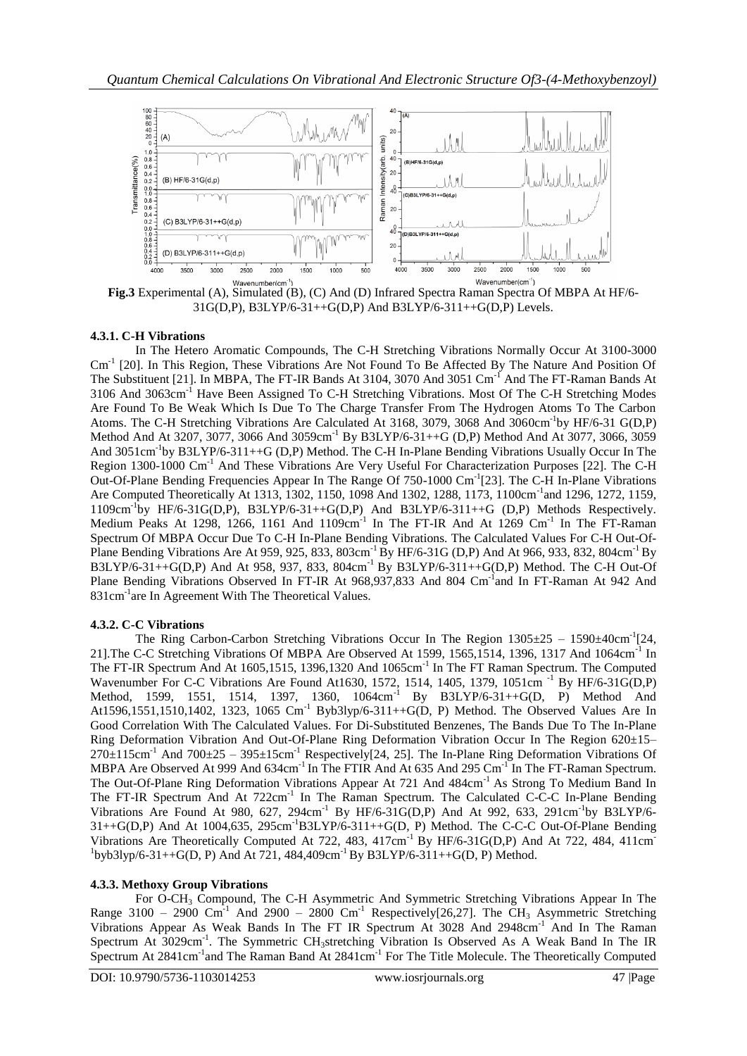**Fig.3** Experimental (A), Simulated (B), (C) And (D) Infrared Spectra Raman Spectra Of MBPA At HF/6-31G(D,P), B3LYP/6-31++G(D,P) And B3LYP/6-311++G(D,P) Levels.

### 4.3.1. C-H Vibrations

In The Hetero Aromatic Compounds, The C-H Stretching Vibrations Normally Occur At 3100-3000 $Cm^{-1}$ [20]. In This Region, These Vibrations Are Not Found To Be Affected By The Nature And Position Of The Substituent [21]. In MBPA, The FT-IR Bands At 3104, 3070 And 3051 $Cm^{-1}$ And The FT-Raman Bands At 3106 And 3063$cm^{-1}$ Have Been Assigned To C-H Stretching Vibrations. Most Of The C-H Stretching Modes Are Found To Be Weak Which Is Due To The Charge Transfer From The Hydrogen Atoms To The Carbon Atoms. The C-H Stretching Vibrations Are Calculated At 3168, 3079, 3068 And 3060$cm^{-1}$by HF/6-31 G(D,P) Method And At 3207, 3077, 3066 And 3059$cm^{-1}$ By B3LYP/6-31++G (D,P) Method And At 3077, 3066, 3059 And 3051$cm^{-1}$by B3LYP/6-311++G (D,P) Method. The C-H In-Plane Bending Vibrations Usually Occur In The Region 1300-1000 $Cm^{-1}$ And These Vibrations Are Very Useful For Characterization Purposes [22]. The C-H Out-Of-Plane Bending Frequencies Appear In The Range Of 750-1000 $Cm^{-1}$[23]. The C-H In-Plane Vibrations Are Computed Theoretically At 1313, 1302, 1150, 1098 And 1302, 1288, 1173, 1100$cm^{-1}$and 1296, 1272, 1159, 1109$cm^{-1}$by HF/6-31G(D,P), B3LYP/6-31++G(D,P) And B3LYP/6-311++G (D,P) Methods Respectively. Medium Peaks At 1298, 1266, 1161 And 1109$cm^{-1}$ In The FT-IR And At 1269 $Cm^{-1}$ In The FT-Raman Spectrum Of MBPA Occur Due To C-H In-Plane Bending Vibrations. The Calculated Values For C-H Out-Of-Plane Bending Vibrations Are At 959, 925, 833, 803$cm^{-1}$ By HF/6-31G (D,P) And At 966, 933, 832, 804$cm^{-1}$ By B3LYP/6-31++G(D,P) And At 958, 937, 833, 804$cm^{-1}$ By B3LYP/6-311++G(D,P) Method. The C-H Out-Of Plane Bending Vibrations Observed In FT-IR At 968,937,833 And 804 $Cm^{-1}$and In FT-Raman At 942 And 831$cm^{-1}$are In Agreement With The Theoretical Values.

### 4.3.2. C-C Vibrations

The Ring Carbon-Carbon Stretching Vibrations Occur In The Region 1305±25 – 1590±40$cm^{-1}$[24, 21].The C-C Stretching Vibrations Of MBPA Are Observed At 1599, 1565,1514, 1396, 1317 And 1064$cm^{-1}$ In The FT-IR Spectrum And At 1605,1515, 1396,1320 And 1065$cm^{-1}$ In The FT Raman Spectrum. The Computed Wavenumber For C-C Vibrations Are Found At1630, 1572, 1514, 1405, 1379, 1051$cm^{-1}$ By HF/6-31G(D,P) Method, 1599, 1551, 1514, 1397, 1360, 1064$cm^{-1}$ By B3LYP/6-31++G(D, P) Method And At1596,1551,1510,1402, 1323, 1065 $Cm^{-1}$ Byb3lyp/6-311++G(D, P) Method. The Observed Values Are In Good Correlation With The Calculated Values. For Di-Substituted Benzenes, The Bands Due To The In-Plane Ring Deformation Vibration And Out-Of-Plane Ring Deformation Vibration Occur In The Region 620±15–270±115$cm^{-1}$ And 700±25 – 395±15$cm^{-1}$ Respectively[24, 25]. The In-Plane Ring Deformation Vibrations Of MBPA Are Observed At 999 And 634$cm^{-1}$ In The FTIR And At 635 And 295 $Cm^{-1}$ In The FT-Raman Spectrum. The Out-Of-Plane Ring Deformation Vibrations Appear At 721 And 484$cm^{-1}$ As Strong To Medium Band In The FT-IR Spectrum And At 722$cm^{-1}$ In The Raman Spectrum. The Calculated C-C-C In-Plane Bending Vibrations Are Found At 980, 627, 294$cm^{-1}$ By HF/6-31G(D,P) And At 992, 633, 291$cm^{-1}$by B3LYP/6-31++G(D,P) And At 1004,635, 295$cm^{-1}$B3LYP/6-311++G(D, P) Method. The C-C-C Out-Of-Plane Bending Vibrations Are Theoretically Computed At 722, 483, 417$cm^{-1}$ By HF/6-31G(D,P) And At 722, 484, 411$cm^{-1}$byb3lyp/6-31++G(D, P) And At 721, 484,409$cm^{-1}$ By B3LYP/6-311++G(D, P) Method.

### 4.3.3. Methoxy Group Vibrations

For O-$CH_3$ Compound, The C-H Asymmetric And Symmetric Stretching Vibrations Appear In The Range 3100 – 2900 $Cm^{-1}$ And 2900 – 2800 $Cm^{-1}$ Respectively[26,27]. The $CH_3$ Asymmetric Stretching Vibrations Appear As Weak Bands In The FT IR Spectrum At 3028 And 2948$cm^{-1}$ And In The Raman Spectrum At 3029$cm^{-1}$. The Symmetric $CH_3$stretching Vibration Is Observed As A Weak Band In The IR Spectrum At 2841$cm^{-1}$and The Raman Band At 2841$cm^{-1}$ For The Title Molecule. The Theoretically Computed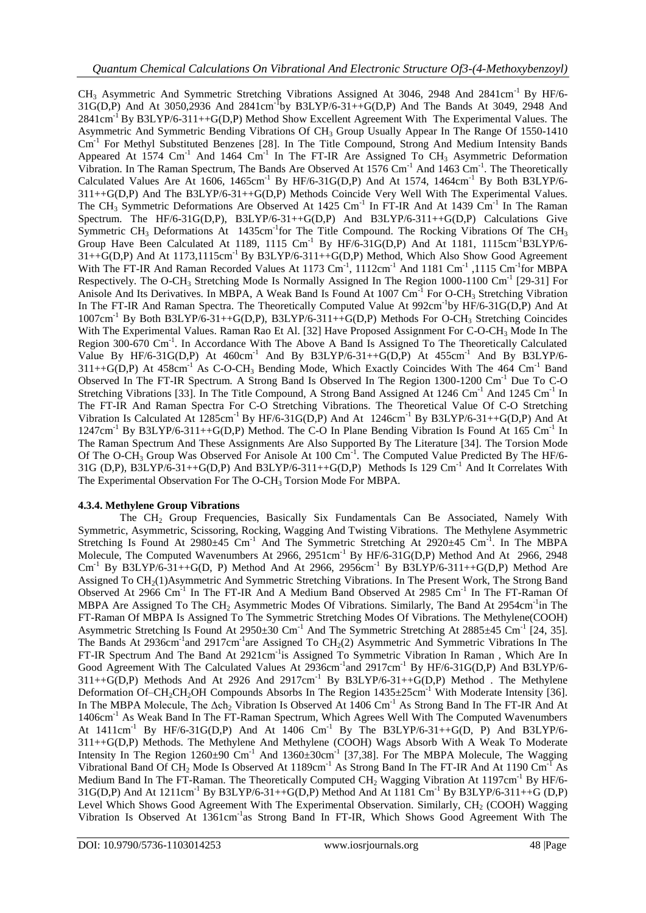$CH_3$ Asymmetric And Symmetric Stretching Vibrations Assigned At 3046, 2948 And 2841cm$^{-1}$ By HF/6-31G(D,P) And At 3050,2936 And 2841cm$^{-1}$by B3LYP/6-31++G(D,P) And The Bands At 3049, 2948 And 2841cm$^{-1}$ By B3LYP/6-311++G(D,P) Method Show Excellent Agreement With The Experimental Values. The Asymmetric And Symmetric Bending Vibrations Of $CH_3$ Group Usually Appear In The Range Of 1550-1410 Cm$^{-1}$ For Methyl Substituted Benzenes [28]. In The Title Compound, Strong And Medium Intensity Bands Appeared At 1574 Cm$^{-1}$ And 1464 Cm$^{-1}$ In The FT-IR Are Assigned To $CH_3$ Asymmetric Deformation Vibration. In The Raman Spectrum, The Bands Are Observed At 1576 Cm$^{-1}$ And 1463 Cm$^{-1}$. The Theoretically Calculated Values Are At 1606, 1465cm$^{-1}$ By HF/6-31G(D,P) And At 1574, 1464cm$^{-1}$ By Both B3LYP/6-311++G(D,P) And The B3LYP/6-31++G(D,P) Methods Coincide Very Well With The Experimental Values. The $CH_3$ Symmetric Deformations Are Observed At 1425 Cm$^{-1}$ In FT-IR And At 1439 Cm$^{-1}$ In The Raman Spectrum. The HF/6-31G(D,P), B3LYP/6-31++G(D,P) And B3LYP/6-311++G(D,P) Calculations Give Symmetric $CH_3$ Deformations At 1435cm$^{-1}$for The Title Compound. The Rocking Vibrations Of The $CH_3$ Group Have Been Calculated At 1189, 1115 Cm$^{-1}$ By HF/6-31G(D,P) And At 1181, 1115cm$^{-1}$B3LYP/6-31++G(D,P) And At 1173,1115cm$^{-1}$ By B3LYP/6-311++G(D,P) Method, Which Also Show Good Agreement With The FT-IR And Raman Recorded Values At 1173 Cm$^{-1}$, 1112cm$^{-1}$ And 1181 Cm$^{-1}$ ,1115 Cm$^{-1}$for MBPA Respectively. The O-$CH_3$ Stretching Mode Is Normally Assigned In The Region 1000-1100 Cm$^{-1}$ [29-31] For Anisole And Its Derivatives. In MBPA, A Weak Band Is Found At 1007 Cm$^{-1}$ For O-$CH_3$ Stretching Vibration In The FT-IR And Raman Spectra. The Theoretically Computed Value At 992cm$^{-1}$by HF/6-31G(D,P) And At 1007cm$^{-1}$ By Both B3LYP/6-31++G(D,P), B3LYP/6-311++G(D,P) Methods For O-$CH_3$ Stretching Coincides With The Experimental Values. Raman Rao Et Al. [32] Have Proposed Assignment For C-O-$CH_3$ Mode In The Region 300-670 Cm$^{-1}$. In Accordance With The Above A Band Is Assigned To The Theoretically Calculated Value By HF/6-31G(D,P) At 460cm$^{-1}$ And By B3LYP/6-31++G(D,P) At 455cm$^{-1}$ And By B3LYP/6-311++G(D,P) At 458cm$^{-1}$ As C-O-$CH_3$ Bending Mode, Which Exactly Coincides With The 464 Cm$^{-1}$ Band Observed In The FT-IR Spectrum. A Strong Band Is Observed In The Region 1300-1200 Cm$^{-1}$ Due To C-O Stretching Vibrations [33]. In The Title Compound, A Strong Band Assigned At 1246 Cm$^{-1}$ And 1245 Cm$^{-1}$ In The FT-IR And Raman Spectra For C-O Stretching Vibrations. The Theoretical Value Of C-O Stretching Vibration Is Calculated At 1285cm$^{-1}$ By HF/6-31G(D,P) And At 1246cm$^{-1}$ By B3LYP/6-31++G(D,P) And At 1247cm$^{-1}$ By B3LYP/6-311++G(D,P) Method. The C-O In Plane Bending Vibration Is Found At 165 Cm$^{-1}$ In The Raman Spectrum And These Assignments Are Also Supported By The Literature [34]. The Torsion Mode Of The O-$CH_3$ Group Was Observed For Anisole At 100 Cm$^{-1}$. The Computed Value Predicted By The HF/6-31G (D,P), B3LYP/6-31++G(D,P) And B3LYP/6-311++G(D,P) Methods Is 129 Cm$^{-1}$ And It Correlates With The Experimental Observation For The O-$CH_3$ Torsion Mode For MBPA.

#### 4.3.4. Methylene Group Vibrations

The $CH_2$ Group Frequencies, Basically Six Fundamentals Can Be Associated, Namely With Symmetric, Asymmetric, Scissoring, Rocking, Wagging And Twisting Vibrations. The Methylene Asymmetric Stretching Is Found At 2980±45 Cm$^{-1}$ And The Symmetric Stretching At 2920±45 Cm$^{-1}$. In The MBPA Molecule, The Computed Wavenumbers At 2966, 2951cm$^{-1}$ By HF/6-31G(D,P) Method And At 2966, 2948 Cm$^{-1}$ By B3LYP/6-31++G(D, P) Method And At 2966, 2956cm$^{-1}$ By B3LYP/6-311++G(D,P) Method Are Assigned To $CH_2$(1)Asymmetric And Symmetric Stretching Vibrations. In The Present Work, The Strong Band Observed At 2966 Cm$^{-1}$ In The FT-IR And A Medium Band Observed At 2985 Cm$^{-1}$ In The FT-Raman Of MBPA Are Assigned To The $CH_2$ Asymmetric Modes Of Vibrations. Similarly, The Band At 2954cm$^{-1}$in The FT-Raman Of MBPA Is Assigned To The Symmetric Stretching Modes Of Vibrations. The Methylene(COOH) Asymmetric Stretching Is Found At 2950±30 Cm$^{-1}$ And The Symmetric Stretching At 2885±45 Cm$^{-1}$ [24, 35]. The Bands At 2936cm$^{-1}$and 2917cm$^{-1}$are Assigned To $CH_2$(2) Asymmetric And Symmetric Vibrations In The FT-IR Spectrum And The Band At 2921cm$^{-1}$is Assigned To Symmetric Vibration In Raman , Which Are In Good Agreement With The Calculated Values At 2936cm$^{-1}$and 2917cm$^{-1}$ By HF/6-31G(D,P) And B3LYP/6-311++G(D,P) Methods And At 2926 And 2917cm$^{-1}$ By B3LYP/6-31++G(D,P) Method . The Methylene Deformation Of–$CH_2CH_2OH$ Compounds Absorbs In The Region 1435±25cm$^{-1}$ With Moderate Intensity [36]. In The MBPA Molecule, The $\Delta ch_2$ Vibration Is Observed At 1406 Cm$^{-1}$ As Strong Band In The FT-IR And At 1406cm$^{-1}$ As Weak Band In The FT-Raman Spectrum, Which Agrees Well With The Computed Wavenumbers At 1411cm$^{-1}$ By HF/6-31G(D,P) And At 1406 Cm$^{-1}$ By The B3LYP/6-31++G(D, P) And B3LYP/6-311++G(D,P) Methods. The Methylene And Methylene (COOH) Wags Absorb With A Weak To Moderate Intensity In The Region 1260±90 Cm$^{-1}$ And 1360±30cm$^{-1}$ [37,38]. For The MBPA Molecule, The Wagging Vibrational Band Of $CH_2$ Mode Is Observed At 1189cm$^{-1}$ As Strong Band In The FT-IR And At 1190 Cm$^{-1}$ As Medium Band In The FT-Raman. The Theoretically Computed $CH_2$ Wagging Vibration At 1197cm$^{-1}$ By HF/6-31G(D,P) And At 1211cm$^{-1}$ By B3LYP/6-31++G(D,P) Method And At 1181 Cm$^{-1}$ By B3LYP/6-311++G (D,P) Level Which Shows Good Agreement With The Experimental Observation. Similarly, $CH_2$ (COOH) Wagging Vibration Is Observed At 1361cm$^{-1}$as Strong Band In FT-IR, Which Shows Good Agreement With The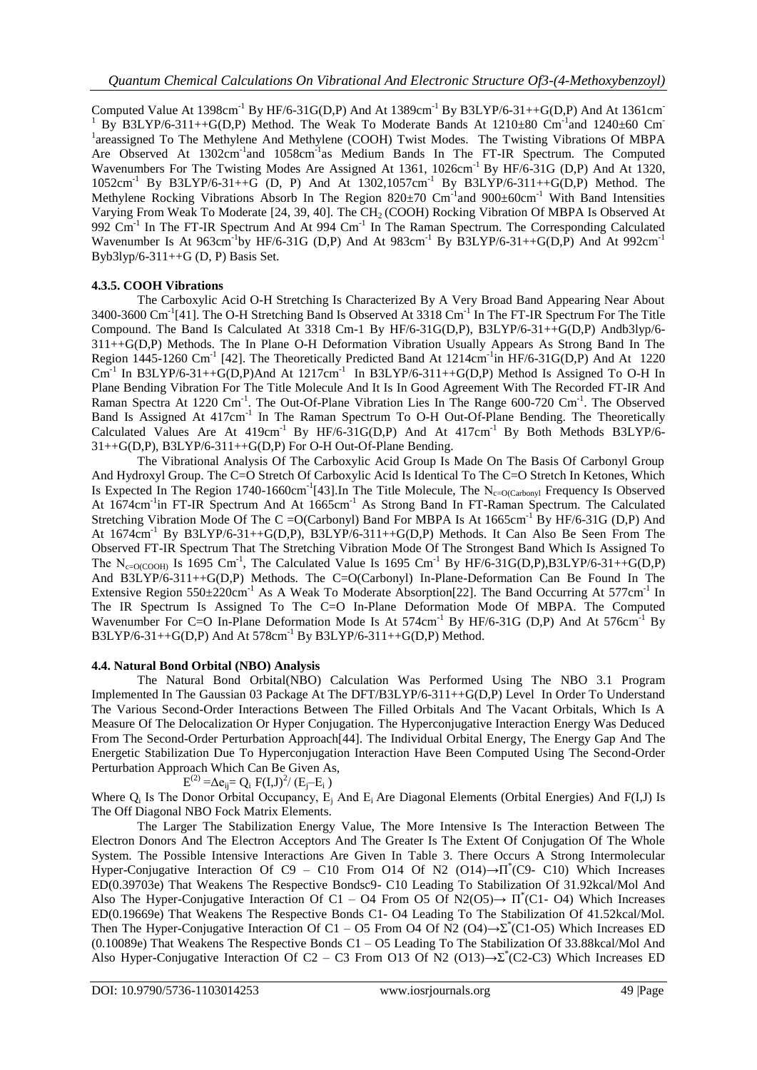Computed Value At 1398cm$^{-1}$ By HF/6-31G(D,P) And At 1389cm$^{-1}$ By B3LYP/6-31++G(D,P) And At 1361cm$^{-1}$ By B3LYP/6-311++G(D,P) Method. The Weak To Moderate Bands At 1210±80 Cm$^{-1}$and 1240±60 Cm$^{-1}$areassigned To The Methylene And Methylene (COOH) Twist Modes. The Twisting Vibrations Of MBPA Are Observed At 1302cm$^{-1}$and 1058cm$^{-1}$as Medium Bands In The FT-IR Spectrum. The Computed Wavenumbers For The Twisting Modes Are Assigned At 1361, 1026cm$^{-1}$ By HF/6-31G (D,P) And At 1320, 1052cm$^{-1}$ By B3LYP/6-31++G (D, P) And At 1302,1057cm$^{-1}$ By B3LYP/6-311++G(D,P) Method. The Methylene Rocking Vibrations Absorb In The Region 820±70 Cm$^{-1}$and 900±60cm$^{-1}$ With Band Intensities Varying From Weak To Moderate [24, 39, 40]. The $CH_2$ (COOH) Rocking Vibration Of MBPA Is Observed At 992 Cm$^{-1}$ In The FT-IR Spectrum And At 994 Cm$^{-1}$ In The Raman Spectrum. The Corresponding Calculated Wavenumber Is At 963cm$^{-1}$by HF/6-31G (D,P) And At 983cm$^{-1}$ By B3LYP/6-31++G(D,P) And At 992cm$^{-1}$ Byb3lyp/6-311++G (D, P) Basis Set.

### 4.3.5. COOH Vibrations

The Carboxylic Acid O-H Stretching Is Characterized By A Very Broad Band Appearing Near About 3400-3600 Cm$^{-1}$[41]. The O-H Stretching Band Is Observed At 3318 Cm$^{-1}$ In The FT-IR Spectrum For The Title Compound. The Band Is Calculated At 3318 Cm-1 By HF/6-31G(D,P), B3LYP/6-31++G(D,P) Andb3lyp/6-311++G(D,P) Methods. The In Plane O-H Deformation Vibration Usually Appears As Strong Band In The Region 1445-1260 Cm$^{-1}$ [42]. The Theoretically Predicted Band At 1214cm$^{-1}$in HF/6-31G(D,P) And At 1220 Cm$^{-1}$ In B3LYP/6-31++G(D,P)And At 1217cm$^{-1}$ In B3LYP/6-311++G(D,P) Method Is Assigned To O-H In Plane Bending Vibration For The Title Molecule And It Is In Good Agreement With The Recorded FT-IR And Raman Spectra At 1220 Cm$^{-1}$. The Out-Of-Plane Vibration Lies In The Range 600-720 Cm$^{-1}$. The Observed Band Is Assigned At 417cm$^{-1}$ In The Raman Spectrum To O-H Out-Of-Plane Bending. The Theoretically Calculated Values Are At 419cm$^{-1}$ By HF/6-31G(D,P) And At 417cm$^{-1}$ By Both Methods B3LYP/6-31++G(D,P), B3LYP/6-311++G(D,P) For O-H Out-Of-Plane Bending.

The Vibrational Analysis Of The Carboxylic Acid Group Is Made On The Basis Of Carbonyl Group And Hydroxyl Group. The C=O Stretch Of Carboxylic Acid Is Identical To The C=O Stretch In Ketones, Which Is Expected In The Region 1740-1660cm$^{-1}$[43].In The Title Molecule, The $N_{c=O(Carbonyl}$ Frequency Is Observed At 1674cm$^{-1}$in FT-IR Spectrum And At 1665cm$^{-1}$ As Strong Band In FT-Raman Spectrum. The Calculated Stretching Vibration Mode Of The C =O(Carbonyl) Band For MBPA Is At 1665cm$^{-1}$ By HF/6-31G (D,P) And At 1674cm$^{-1}$ By B3LYP/6-31++G(D,P), B3LYP/6-311++G(D,P) Methods. It Can Also Be Seen From The Observed FT-IR Spectrum That The Stretching Vibration Mode Of The Strongest Band Which Is Assigned To The $N_{c=O(COOH)}$ Is 1695 Cm$^{-1}$, The Calculated Value Is 1695 Cm$^{-1}$ By HF/6-31G(D,P),B3LYP/6-31++G(D,P) And B3LYP/6-311++G(D,P) Methods. The C=O(Carbonyl) In-Plane-Deformation Can Be Found In The Extensive Region 550±220cm$^{-1}$ As A Weak To Moderate Absorption[22]. The Band Occurring At 577cm$^{-1}$ In The IR Spectrum Is Assigned To The C=O In-Plane Deformation Mode Of MBPA. The Computed Wavenumber For C=O In-Plane Deformation Mode Is At 574cm$^{-1}$ By HF/6-31G (D,P) And At 576cm$^{-1}$ By B3LYP/6-31++G(D,P) And At 578cm$^{-1}$ By B3LYP/6-311++G(D,P) Method.

## 4.4. Natural Bond Orbital (NBO) Analysis

The Natural Bond Orbital(NBO) Calculation Was Performed Using The NBO 3.1 Program Implemented In The Gaussian 03 Package At The DFT/B3LYP/6-311++G(D,P) Level In Order To Understand The Various Second-Order Interactions Between The Filled Orbitals And The Vacant Orbitals, Which Is A Measure Of The Delocalization Or Hyper Conjugation. The Hyperconjugative Interaction Energy Was Deduced From The Second-Order Perturbation Approach[44]. The Individual Orbital Energy, The Energy Gap And The Energetic Stabilization Due To Hyperconjugation Interaction Have Been Computed Using The Second-Order Perturbation Approach Which Can Be Given As,

$$E^{(2)} = \Delta e_{ij} = Q_i \, F(I,J)^2 / (E_j - E_i)$$

Where $Q_i$ Is The Donor Orbital Occupancy, $E_j$ And $E_i$ Are Diagonal Elements (Orbital Energies) And F(I,J) Is The Off Diagonal NBO Fock Matrix Elements.

The Larger The Stabilization Energy Value, The More Intensive Is The Interaction Between The Electron Donors And The Electron Acceptors And The Greater Is The Extent Of Conjugation Of The Whole System. The Possible Intensive Interactions Are Given In Table 3. There Occurs A Strong Intermolecular Hyper-Conjugative Interaction Of C9 – C10 From O14 Of N2 (O14)→$\Pi^*$(C9- C10) Which Increases ED(0.39703e) That Weakens The Respective Bondsc9- C10 Leading To Stabilization Of 31.92kcal/Mol And Also The Hyper-Conjugative Interaction Of C1 – O4 From O5 Of N2(O5)→ $\Pi^*$(C1- O4) Which Increases ED(0.19669e) That Weakens The Respective Bonds C1- O4 Leading To The Stabilization Of 41.52kcal/Mol. Then The Hyper-Conjugative Interaction Of C1 – O5 From O4 Of N2 (O4)→$\Sigma^*$(C1-O5) Which Increases ED (0.10089e) That Weakens The Respective Bonds C1 – O5 Leading To The Stabilization Of 33.88kcal/Mol And Also Hyper-Conjugative Interaction Of C2 – C3 From O13 Of N2 (O13)→$\Sigma^*$(C2-C3) Which Increases ED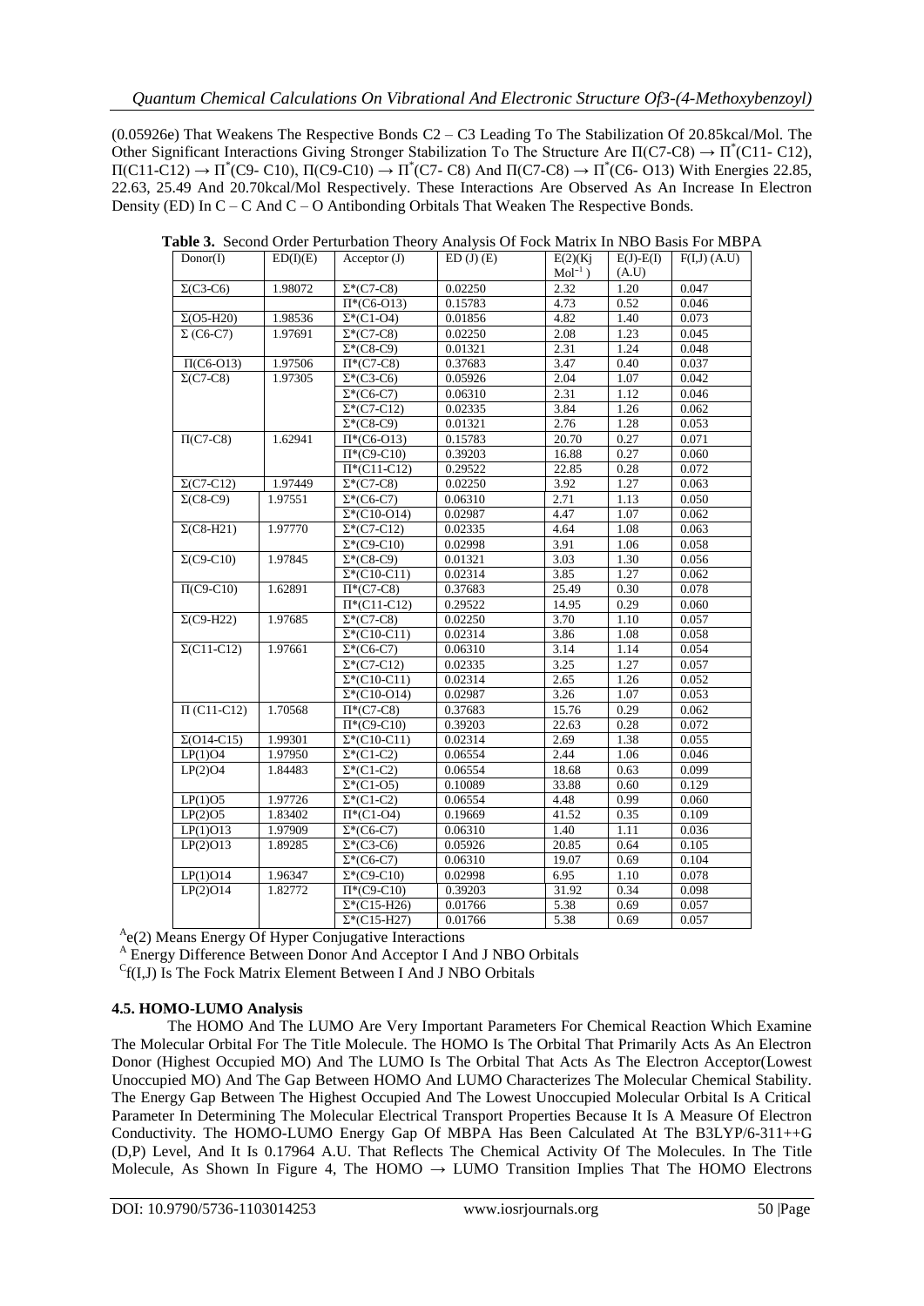(0.05926e) That Weakens The Respective Bonds C2 – C3 Leading To The Stabilization Of 20.85kcal/Mol. The Other Significant Interactions Giving Stronger Stabilization To The Structure Are Π(C7-C8) → Π*(C11- C12), Π(C11-C12) → Π*(C9- C10), Π(C9-C10) → Π*(C7- C8) And Π(C7-C8) → Π*(C6- O13) With Energies 22.85, 22.63, 25.49 And 20.70kcal/Mol Respectively. These Interactions Are Observed As An Increase In Electron Density (ED) In C – C And C – O Antibonding Orbitals That Weaken The Respective Bonds.

**Table 3.** Second Order Perturbation Theory Analysis Of Fock Matrix In NBO Basis For MBPA

| Donor(I) | ED(I)(E) | Acceptor (J) | ED (J) (E) | E(2)(Kj $Mol^{-1}$) | E(J)-E(I) (A.U) | F(I,J) (A.U) |
|---|---|---|---|---|---|---|
| Σ(C3-C6) | 1.98072 | Σ*(C7-C8) | 0.02250 | 2.32 | 1.20 | 0.047 |
| | | Π*(C6-O13) | 0.15783 | 4.73 | 0.52 | 0.046 |
| Σ(O5-H20) | 1.98536 | Σ*(C1-O4) | 0.01856 | 4.82 | 1.40 | 0.073 |
| Σ (C6-C7) | 1.97691 | Σ*(C7-C8) | 0.02250 | 2.08 | 1.23 | 0.045 |
| | | Σ*(C8-C9) | 0.01321 | 2.31 | 1.24 | 0.048 |
| Π(C6-O13) | 1.97506 | Π*(C7-C8) | 0.37683 | 3.47 | 0.40 | 0.037 |
| Σ(C7-C8) | 1.97305 | Σ*(C3-C6) | 0.05926 | 2.04 | 1.07 | 0.042 |
| | | Σ*(C6-C7) | 0.06310 | 2.31 | 1.12 | 0.046 |
| | | Σ*(C7-C12) | 0.02335 | 3.84 | 1.26 | 0.062 |
| | | Σ*(C8-C9) | 0.01321 | 2.76 | 1.28 | 0.053 |
| Π(C7-C8) | 1.62941 | Π*(C6-O13) | 0.15783 | 20.70 | 0.27 | 0.071 |
| | | Π*(C9-C10) | 0.39203 | 16.88 | 0.27 | 0.060 |
| | | Π*(C11-C12) | 0.29522 | 22.85 | 0.28 | 0.072 |
| Σ(C7-C12) | 1.97449 | Σ*(C7-C8) | 0.02250 | 3.92 | 1.27 | 0.063 |
| Σ(C8-C9) | 1.97551 | Σ*(C6-C7) | 0.06310 | 2.71 | 1.13 | 0.050 |
| | | Σ*(C10-O14) | 0.02987 | 4.47 | 1.07 | 0.062 |
| Σ(C8-H21) | 1.97770 | Σ*(C7-C12) | 0.02335 | 4.64 | 1.08 | 0.063 |
| | | Σ*(C9-C10) | 0.02998 | 3.91 | 1.06 | 0.058 |
| Σ(C9-C10) | 1.97845 | Σ*(C8-C9) | 0.01321 | 3.03 | 1.30 | 0.056 |
| | | Σ*(C10-C11) | 0.02314 | 3.85 | 1.27 | 0.062 |
| Π(C9-C10) | 1.62891 | Π*(C7-C8) | 0.37683 | 25.49 | 0.30 | 0.078 |
| | | Π*(C11-C12) | 0.29522 | 14.95 | 0.29 | 0.060 |
| Σ(C9-H22) | 1.97685 | Σ*(C7-C8) | 0.02250 | 3.70 | 1.10 | 0.057 |
| | | Σ*(C10-C11) | 0.02314 | 3.86 | 1.08 | 0.058 |
| Σ(C11-C12) | 1.97661 | Σ*(C6-C7) | 0.06310 | 3.14 | 1.14 | 0.054 |
| | | Σ*(C7-C12) | 0.02335 | 3.25 | 1.27 | 0.057 |
| | | Σ*(C10-C11) | 0.02314 | 2.65 | 1.26 | 0.052 |
| | | Σ*(C10-O14) | 0.02987 | 3.26 | 1.07 | 0.053 |
| Π (C11-C12) | 1.70568 | Π*(C7-C8) | 0.37683 | 15.76 | 0.29 | 0.062 |
| | | Π*(C9-C10) | 0.39203 | 22.63 | 0.28 | 0.072 |
| Σ(O14-C15) | 1.99301 | Σ*(C10-C11) | 0.02314 | 2.69 | 1.38 | 0.055 |
| LP(1)O4 | 1.97950 | Σ*(C1-C2) | 0.06554 | 2.44 | 1.06 | 0.046 |
| LP(2)O4 | 1.84483 | Σ*(C1-C2) | 0.06554 | 18.68 | 0.63 | 0.099 |
| | | Σ*(C1-O5) | 0.10089 | 33.88 | 0.60 | 0.129 |
| LP(1)O5 | 1.97726 | Σ*(C1-C2) | 0.06554 | 4.48 | 0.99 | 0.060 |
| LP(2)O5 | 1.83402 | Π*(C1-O4) | 0.19669 | 41.52 | 0.35 | 0.109 |
| LP(1)O13 | 1.97909 | Σ*(C6-C7) | 0.06310 | 1.40 | 1.11 | 0.036 |
| LP(2)O13 | 1.89285 | Σ*(C3-C6) | 0.05926 | 20.85 | 0.64 | 0.105 |
| | | Σ*(C6-C7) | 0.06310 | 19.07 | 0.69 | 0.104 |
| LP(1)O14 | 1.96347 | Σ*(C9-C10) | 0.02998 | 6.95 | 1.10 | 0.078 |
| LP(2)O14 | 1.82772 | Π*(C9-C10) | 0.39203 | 31.92 | 0.34 | 0.098 |
| | | Σ*(C15-H26) | 0.01766 | 5.38 | 0.69 | 0.057 |
| | | Σ*(C15-H27) | 0.01766 | 5.38 | 0.69 | 0.057 |

[A]e(2) Means Energy Of Hyper Conjugative Interactions

[A] Energy Difference Between Donor And Acceptor I And J NBO Orbitals

[C]f(I,J) Is The Fock Matrix Element Between I And J NBO Orbitals

### 4.5. HOMO-LUMO Analysis

The HOMO And The LUMO Are Very Important Parameters For Chemical Reaction Which Examine The Molecular Orbital For The Title Molecule. The HOMO Is The Orbital That Primarily Acts As An Electron Donor (Highest Occupied MO) And The LUMO Is The Orbital That Acts As The Electron Acceptor(Lowest Unoccupied MO) And The Gap Between HOMO And LUMO Characterizes The Molecular Chemical Stability. The Energy Gap Between The Highest Occupied And The Lowest Unoccupied Molecular Orbital Is A Critical Parameter In Determining The Molecular Electrical Transport Properties Because It Is A Measure Of Electron Conductivity. The HOMO-LUMO Energy Gap Of MBPA Has Been Calculated At The B3LYP/6-311++G (D,P) Level, And It Is 0.17964 A.U. That Reflects The Chemical Activity Of The Molecules. In The Title Molecule, As Shown In Figure 4, The HOMO → LUMO Transition Implies That The HOMO Electrons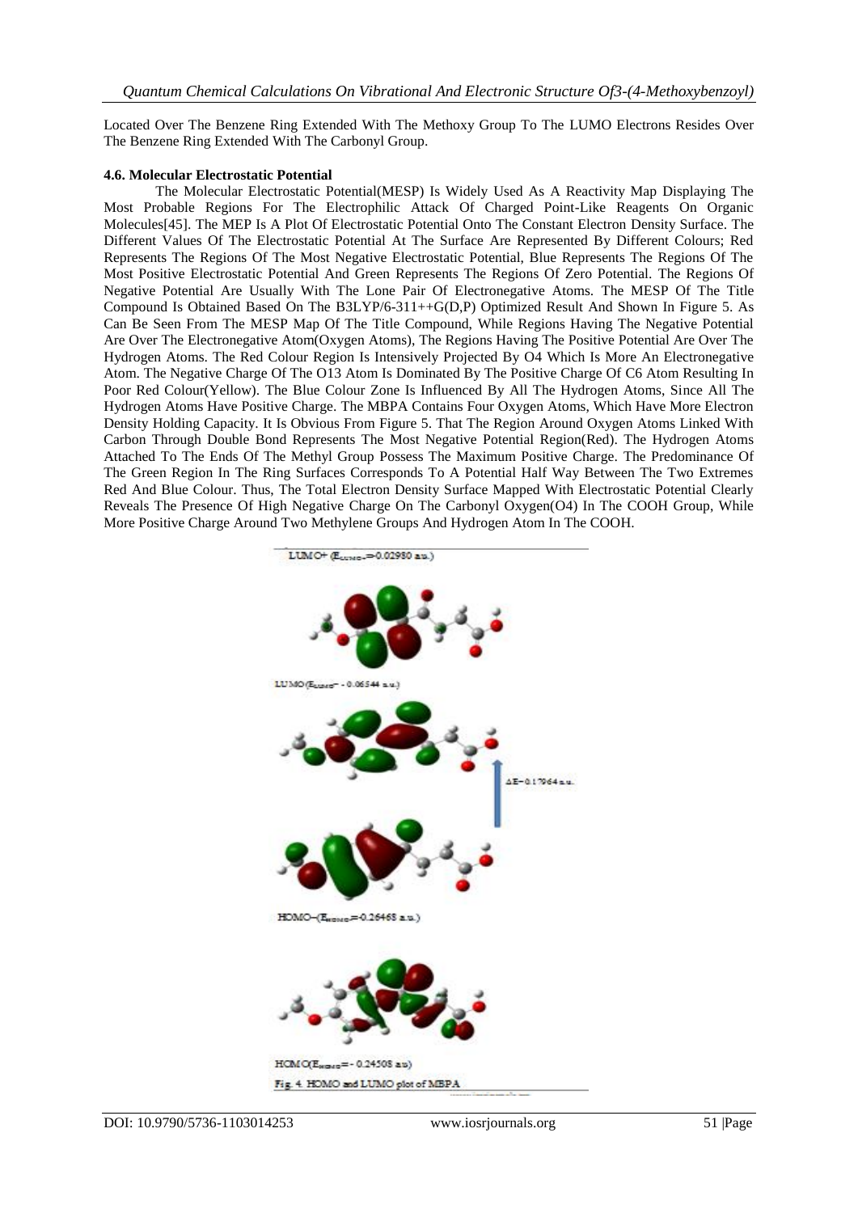Located Over The Benzene Ring Extended With The Methoxy Group To The LUMO Electrons Resides Over The Benzene Ring Extended With The Carbonyl Group.

### 4.6. Molecular Electrostatic Potential

The Molecular Electrostatic Potential(MESP) Is Widely Used As A Reactivity Map Displaying The Most Probable Regions For The Electrophilic Attack Of Charged Point-Like Reagents On Organic Molecules[45]. The MEP Is A Plot Of Electrostatic Potential Onto The Constant Electron Density Surface. The Different Values Of The Electrostatic Potential At The Surface Are Represented By Different Colours; Red Represents The Regions Of The Most Negative Electrostatic Potential, Blue Represents The Regions Of The Most Positive Electrostatic Potential And Green Represents The Regions Of Zero Potential. The Regions Of Negative Potential Are Usually With The Lone Pair Of Electronegative Atoms. The MESP Of The Title Compound Is Obtained Based On The B3LYP/6-311++G(D,P) Optimized Result And Shown In Figure 5. As Can Be Seen From The MESP Map Of The Title Compound, While Regions Having The Negative Potential Are Over The Electronegative Atom(Oxygen Atoms), The Regions Having The Positive Potential Are Over The Hydrogen Atoms. The Red Colour Region Is Intensively Projected By O4 Which Is More An Electronegative Atom. The Negative Charge Of The O13 Atom Is Dominated By The Positive Charge Of C6 Atom Resulting In Poor Red Colour(Yellow). The Blue Colour Zone Is Influenced By All The Hydrogen Atoms, Since All The Hydrogen Atoms Have Positive Charge. The MBPA Contains Four Oxygen Atoms, Which Have More Electron Density Holding Capacity. It Is Obvious From Figure 5. That The Region Around Oxygen Atoms Linked With Carbon Through Double Bond Represents The Most Negative Potential Region(Red). The Hydrogen Atoms Attached To The Ends Of The Methyl Group Possess The Maximum Positive Charge. The Predominance Of The Green Region In The Ring Surfaces Corresponds To A Potential Half Way Between The Two Extremes Red And Blue Colour. Thus, The Total Electron Density Surface Mapped With Electrostatic Potential Clearly Reveals The Presence Of High Negative Charge On The Carbonyl Oxygen(O4) In The COOH Group, While More Positive Charge Around Two Methylene Groups And Hydrogen Atom In The COOH.

LUMO+ ($E_{LUMO+}$=-0.02980 a.u.)

LUMO ($E_{LUMO}$= - 0.06544 a.u.)

ΔE=0.17964 a.u.

HOMO- ($E_{HOMO-}$=-0.26468 a.u.)

HOMO ($E_{HOMO}$= - 0.24508 a.u)

Fig. 4. HOMO and LUMO plot of MBPA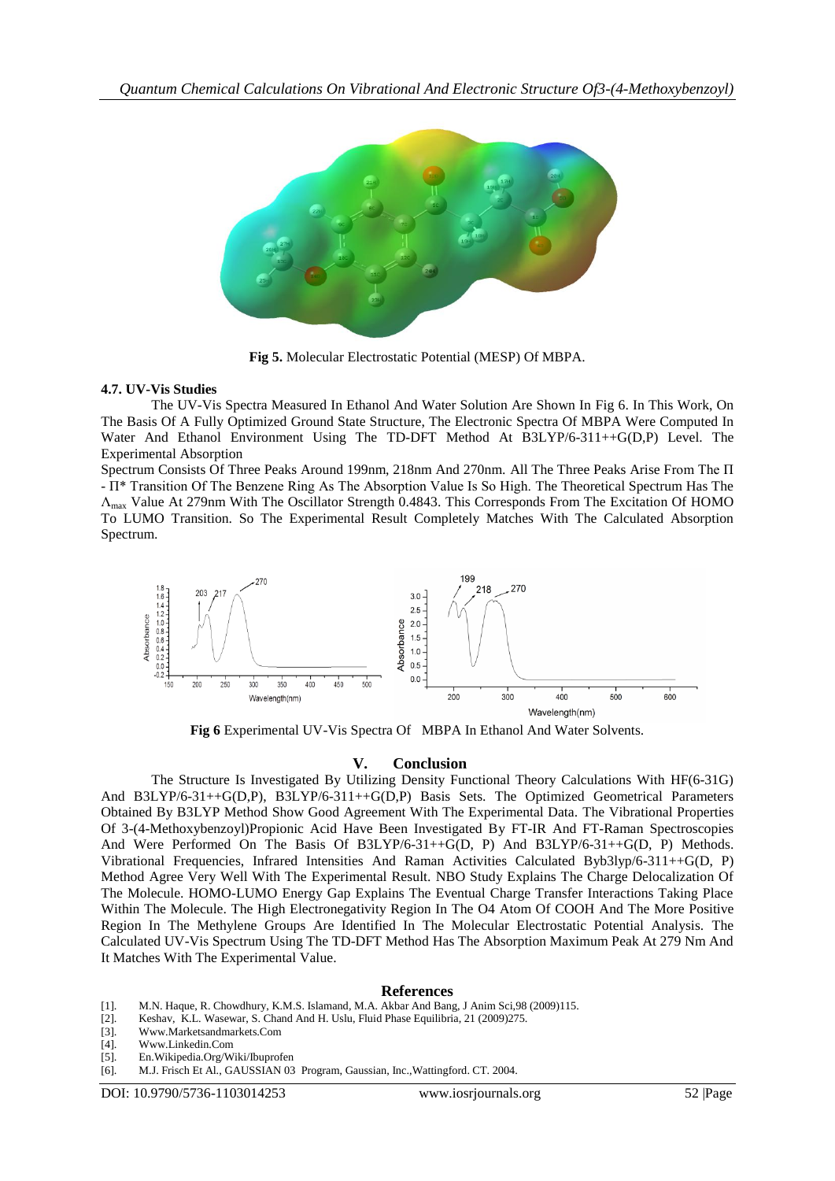**Fig 5.** Molecular Electrostatic Potential (MESP) Of MBPA.

### 4.7. UV-Vis Studies

The UV-Vis Spectra Measured In Ethanol And Water Solution Are Shown In Fig 6. In This Work, On The Basis Of A Fully Optimized Ground State Structure, The Electronic Spectra Of MBPA Were Computed In Water And Ethanol Environment Using The TD-DFT Method At B3LYP/6-311++G(D,P) Level. The Experimental Absorption

Spectrum Consists Of Three Peaks Around 199nm, 218nm And 270nm. All The Three Peaks Arise From The Π - Π* Transition Of The Benzene Ring As The Absorption Value Is So High. The Theoretical Spectrum Has The $\Lambda_{max}$ Value At 279nm With The Oscillator Strength 0.4843. This Corresponds From The Excitation Of HOMO To LUMO Transition. So The Experimental Result Completely Matches With The Calculated Absorption Spectrum.

**Fig 6** Experimental UV-Vis Spectra Of MBPA In Ethanol And Water Solvents.

## V. Conclusion

The Structure Is Investigated By Utilizing Density Functional Theory Calculations With HF(6-31G) And B3LYP/6-31++G(D,P), B3LYP/6-311++G(D,P) Basis Sets. The Optimized Geometrical Parameters Obtained By B3LYP Method Show Good Agreement With The Experimental Data. The Vibrational Properties Of 3-(4-Methoxybenzoyl)Propionic Acid Have Been Investigated By FT-IR And FT-Raman Spectroscopies And Were Performed On The Basis Of B3LYP/6-31++G(D, P) And B3LYP/6-31++G(D, P) Methods. Vibrational Frequencies, Infrared Intensities And Raman Activities Calculated Byb3lyp/6-311++G(D, P) Method Agree Very Well With The Experimental Result. NBO Study Explains The Charge Delocalization Of The Molecule. HOMO-LUMO Energy Gap Explains The Eventual Charge Transfer Interactions Taking Place Within The Molecule. The High Electronegativity Region In The O4 Atom Of COOH And The More Positive Region In The Methylene Groups Are Identified In The Molecular Electrostatic Potential Analysis. The Calculated UV-Vis Spectrum Using The TD-DFT Method Has The Absorption Maximum Peak At 279 Nm And It Matches With The Experimental Value.

## References

[1]. M.N. Haque, R. Chowdhury, K.M.S. Islamand, M.A. Akbar And Bang, J Anim Sci,98 (2009)115.

[2]. Keshav, K.L. Wasewar, S. Chand And H. Uslu, Fluid Phase Equilibria, 21 (2009)275.

[3]. Www.Marketsandmarkets.Com

[4]. Www.Linkedin.Com

[5]. En.Wikipedia.Org/Wiki/Ibuprofen

[6]. M.J. Frisch Et Al., GAUSSIAN 03 Program, Gaussian, Inc.,Wattingford. CT. 2004.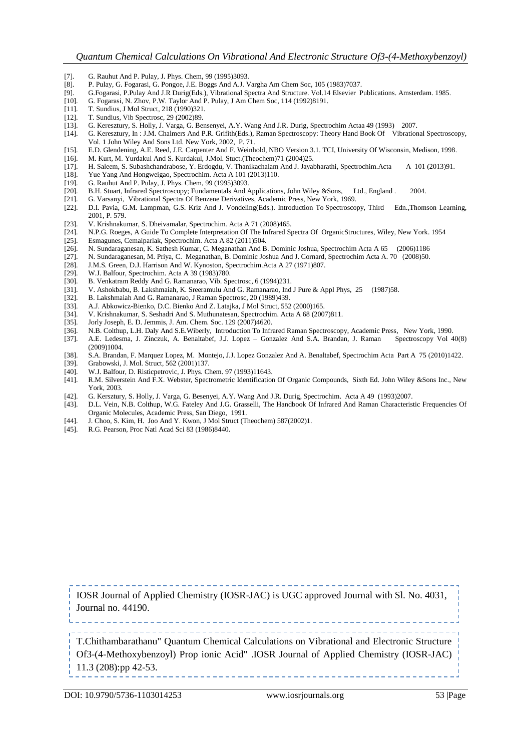[7]. G. Rauhut And P. Pulay, J. Phys. Chem, 99 (1995)3093.
[8]. P. Pulay, G. Fogarasi, G. Pongoe, J.E. Boggs And A.J. Vargha Am Chem Soc, 105 (1983)7037.
[9]. G.Fogarasi, P.Pulay And J.R Durig(Eds.), Vibrational Spectra And Structure. Vol.14 Elsevier Publications. Amsterdam. 1985.
[10]. G. Fogarasi, N. Zhov, P.W. Taylor And P. Pulay, J Am Chem Soc, 114 (1992)8191.
[11]. T. Sundius, J Mol Struct, 218 (1990)321.
[12]. T. Sundius, Vib Spectrosc, 29 (2002)89.
[13]. G. Keresztury, S. Holly, J. Varga, G. Bensenyei, A.Y. Wang And J.R. Durig, Spectrochim Actaa 49 (1993) 2007.
[14]. G. Keresztury, In : J.M. Chalmers And P.R. Grifith(Eds.), Raman Spectroscopy: Theory Hand Book Of Vibrational Spectroscopy, Vol. 1 John Wiley And Sons Ltd. New York, 2002, P. 71.
[15]. E.D. Glendening, A.E. Reed, J.E. Carpenter And F. Weinhold, NBO Version 3.1. TCI, University Of Wisconsin, Medison, 1998.
[16]. M. Kurt, M. Yurdakul And S. Kurdakul, J.Mol. Stuct.(Theochem)71 (2004)25.
[17]. H. Saleem, S. Subashchandrabose, Y. Erdogdu, V. Thanikachalam And J. Jayabharathi, Spectrochim.Acta A 101 (2013)91.
[18]. Yue Yang And Hongweigao, Spectrochim. Acta A 101 (2013)110.
[19]. G. Rauhut And P. Pulay, J. Phys. Chem, 99 (1995)3093.
[20]. B.H. Stuart, Infrared Spectroscopy; Fundamentals And Applications, John Wiley &Sons, Ltd., England . 2004.
[21]. G. Varsanyi, Vibrational Spectra Of Benzene Derivatives, Academic Press, New York, 1969.
[22]. D.I. Pavia, G.M. Lampman, G.S. Kriz And J. Vondeling(Eds.). Introduction To Spectroscopy, Third Edn.,Thomson Learning, 2001, P. 579.
[23]. V. Krishnakumar, S. Dheivamalar, Spectrochim. Acta A 71 (2008)465.
[24]. N.P.G. Roeges, A Guide To Complete Interpretation Of The Infrared Spectra Of OrganicStructures, Wiley, New York. 1954
[25]. Esmagunes, Cemalparlak, Spectrochim. Acta A 82 (2011)504.
[26]. N. Sundaraganesan, K. Sathesh Kumar, C. Meganathan And B. Dominic Joshua, Spectrochim Acta A 65 (2006)1186
[27]. N. Sundaraganesan, M. Priya, C. Meganathan, B. Dominic Joshua And J. Cornard, Spectrochim Acta A. 70 (2008)50.
[28]. J.M.S. Green, D.J. Harrison And W. Kynoston, Spectrochim.Acta A 27 (1971)807.
[29]. W.J. Balfour, Spectrochim. Acta A 39 (1983)780.
[30]. B. Venkatram Reddy And G. Ramanarao, Vib. Spectrosc, 6 (1994)231.
[31]. V. Ashokbabu, B. Lakshmaiah, K. Sreeramulu And G. Ramanarao, Ind J Pure & Appl Phys, 25 (1987)58.
[32]. B. Lakshmaiah And G. Ramanarao, J Raman Spectrosc, 20 (1989)439.
[33]. A.J. Abkowicz-Bienko, D.C. Bienko And Z. Latajka, J Mol Struct, 552 (2000)165.
[34]. V. Krishnakumar, S. Seshadri And S. Muthunatesan, Spectrochim. Acta A 68 (2007)811.
[35]. Jorly Joseph, E. D. Jemmis, J. Am. Chem. Soc. 129 (2007)4620.
[36]. N.B. Colthup, L.H. Daly And S.E.Wiberly, Introduction To Infrared Raman Spectroscopy, Academic Press, New York, 1990.
[37]. A.E. Ledesma, J. Zinczuk, A. Benaltabef, J.J. Lopez – Gonzalez And S.A. Brandan, J. Raman Spectroscopy Vol 40(8) (2009)1004.
[38]. S.A. Brandan, F. Marquez Lopez, M. Montejo, J.J. Lopez Gonzalez And A. Benaltabef, Spectrochim Acta Part A 75 (2010)1422.
[39]. Grabowski, J. Mol. Struct, 562 (2001)137.
[40]. W.J. Balfour, D. Risticpetrovic, J. Phys. Chem. 97 (1993)11643.
[41]. R.M. Silverstein And F.X. Webster, Spectrometric Identification Of Organic Compounds, Sixth Ed. John Wiley &Sons Inc., New York, 2003.
[42]. G. Kersztury, S. Holly, J. Varga, G. Besenyei, A.Y. Wang And J.R. Durig, Spectrochim. Acta A 49 (1993)2007.
[43]. D.L. Vein, N.B. Colthup, W.G. Fateley And J.G. Grasselli, The Handbook Of Infrared And Raman Characteristic Frequencies Of Organic Molecules, Academic Press, San Diego, 1991.
[44]. J. Choo, S. Kim, H. Joo And Y. Kwon, J Mol Struct (Theochem) 587(2002)1.
[45]. R.G. Pearson, Proc Natl Acad Sci 83 (1986)8440.

IOSR Journal of Applied Chemistry (IOSR-JAC) is UGC approved Journal with Sl. No. 4031, Journal no. 44190.

T.Chithambarathanu" Quantum Chemical Calculations on Vibrational and Electronic Structure Of3-(4-Methoxybenzoyl) Prop ionic Acid" .IOSR Journal of Applied Chemistry (IOSR-JAC) 11.3 (208):pp 42-53.